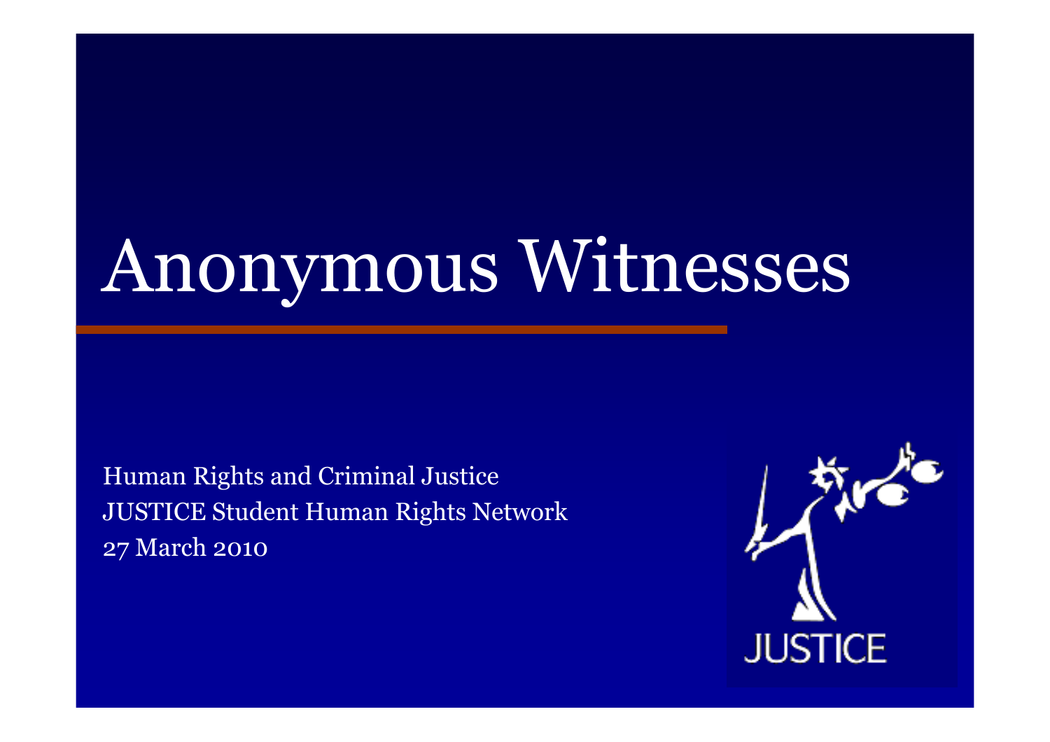# Anonymous Witnesses

Human Rights and Criminal Justice
JUSTICE Student Human Rights Network
27 March 2010

JUSTICE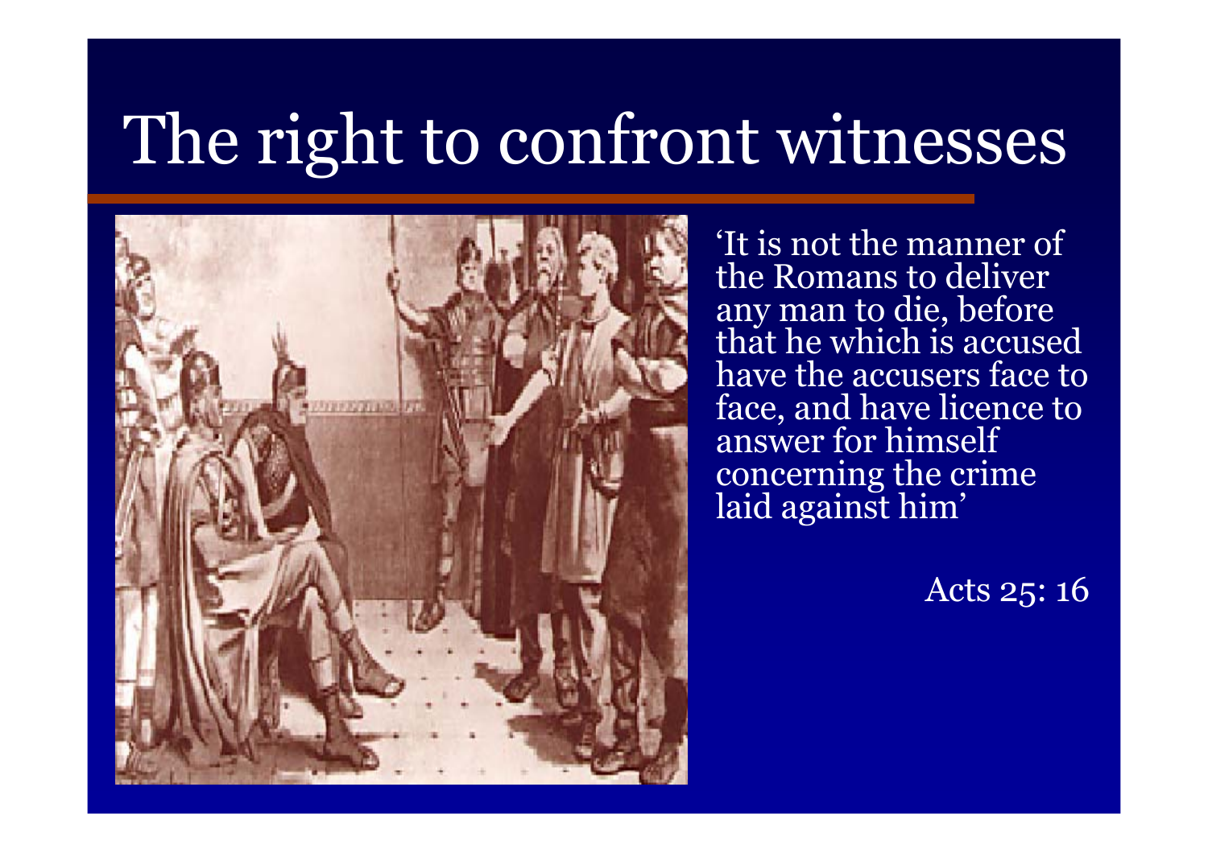# The right to confront witnesses

'It is not the manner of the Romans to deliver any man to die, before that he which is accused have the accusers face to face, and have licence to answer for himself concerning the crime laid against him'

Acts 25: 16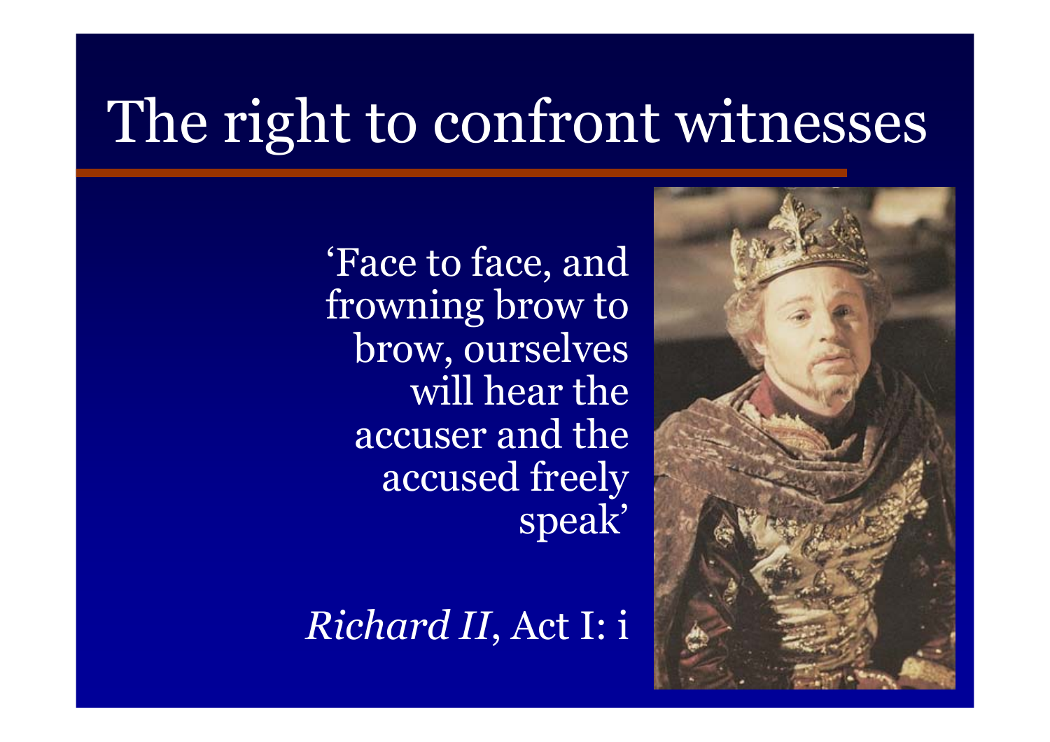# The right to confront witnesses

'Face to face, and frowning brow to brow, ourselves will hear the accuser and the accused freely speak'

*Richard II*, Act I: i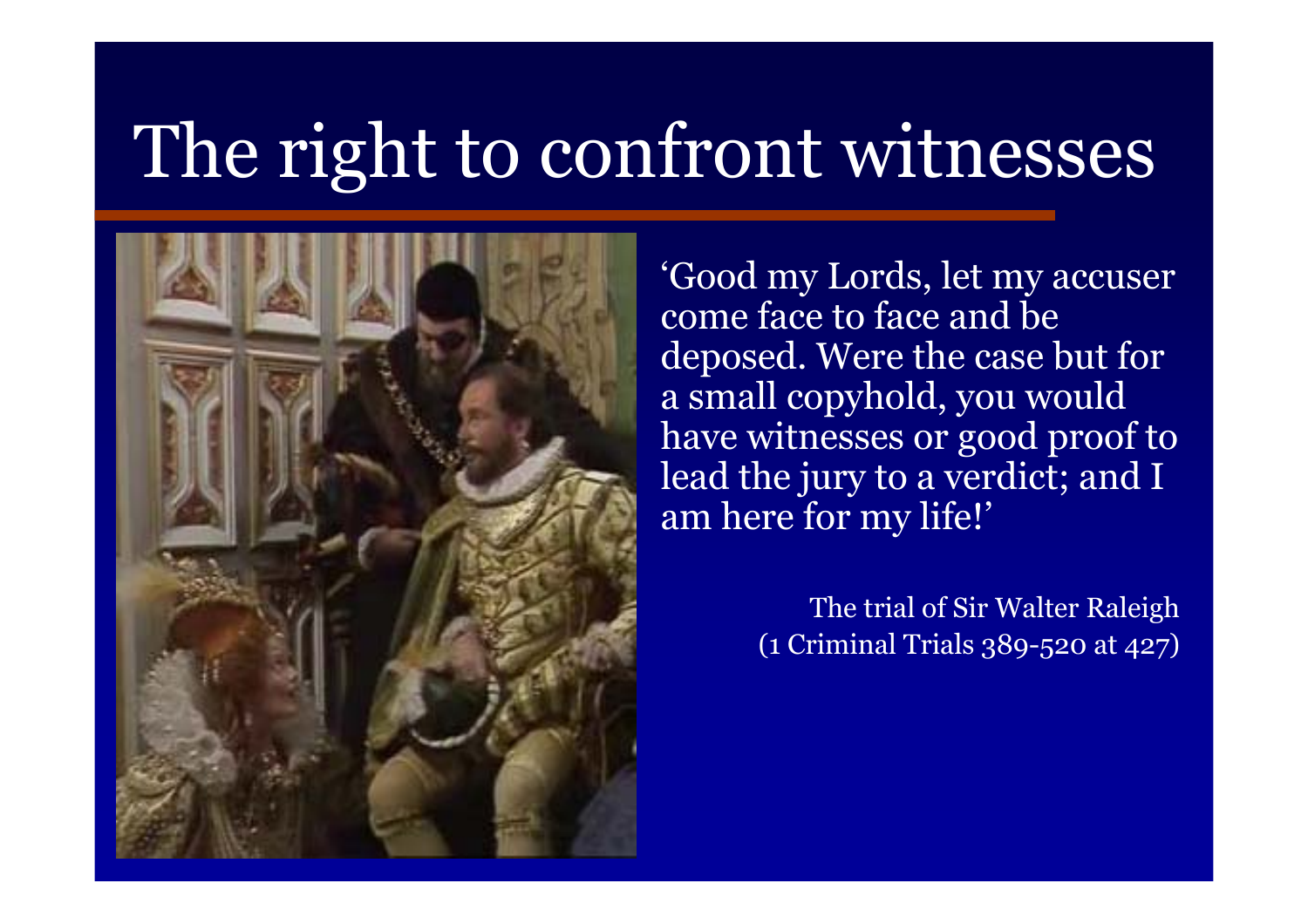# The right to confront witnesses

'Good my Lords, let my accuser come face to face and be deposed. Were the case but for a small copyhold, you would have witnesses or good proof to lead the jury to a verdict; and I am here for my life!'

The trial of Sir Walter Raleigh
(1 Criminal Trials 389-520 at 427)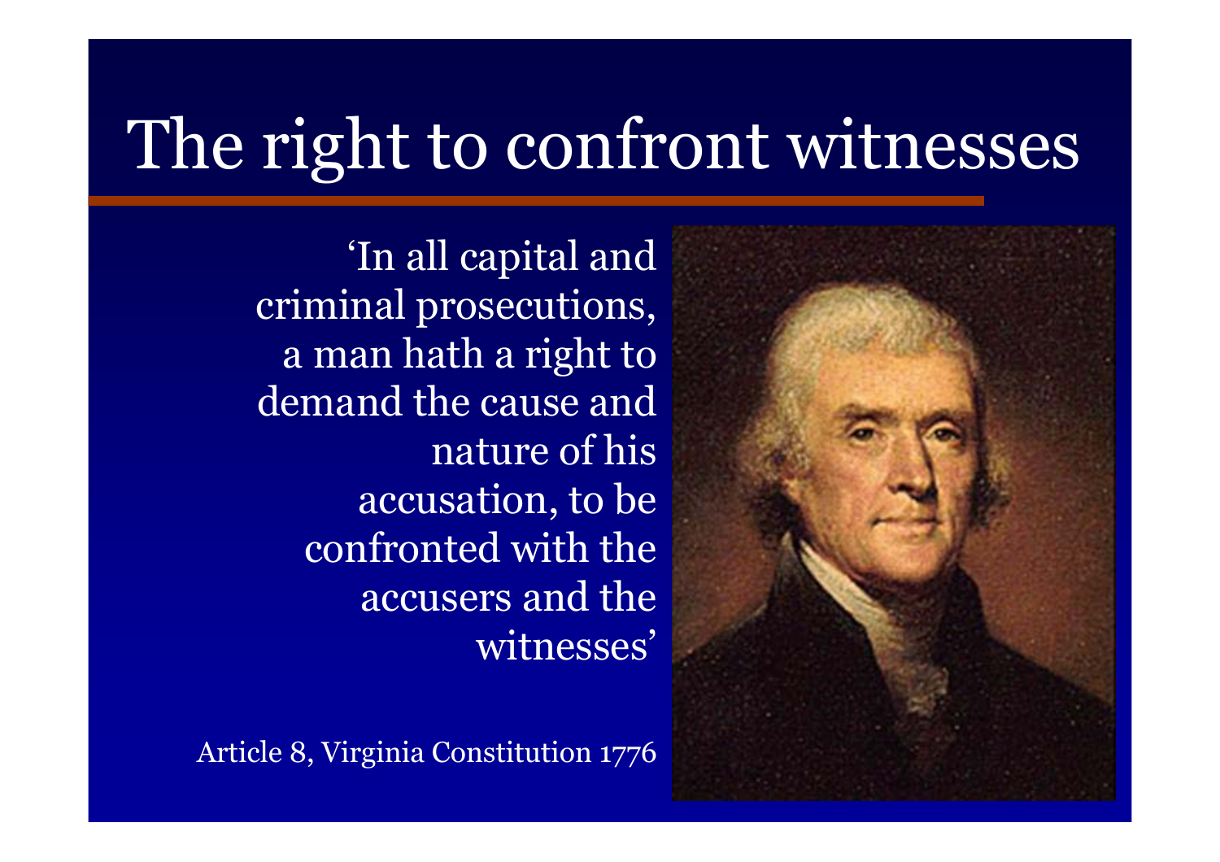# The right to confront witnesses

'In all capital and criminal prosecutions, a man hath a right to demand the cause and nature of his accusation, to be confronted with the accusers and the witnesses'

Article 8, Virginia Constitution 1776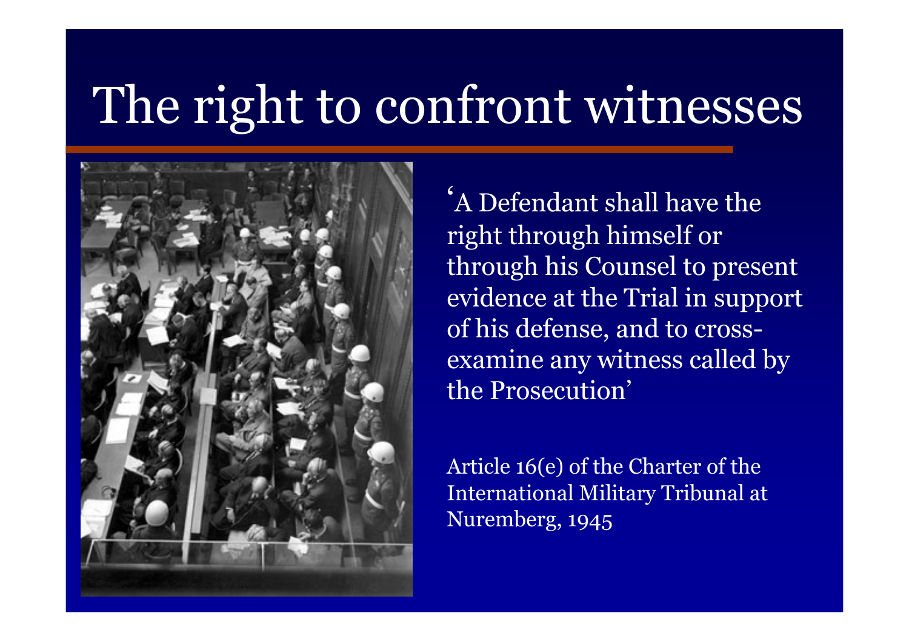# The right to confront witnesses

'A Defendant shall have the right through himself or through his Counsel to present evidence at the Trial in support of his defense, and to cross-examine any witness called by the Prosecution'

Article 16(e) of the Charter of the International Military Tribunal at Nuremberg, 1945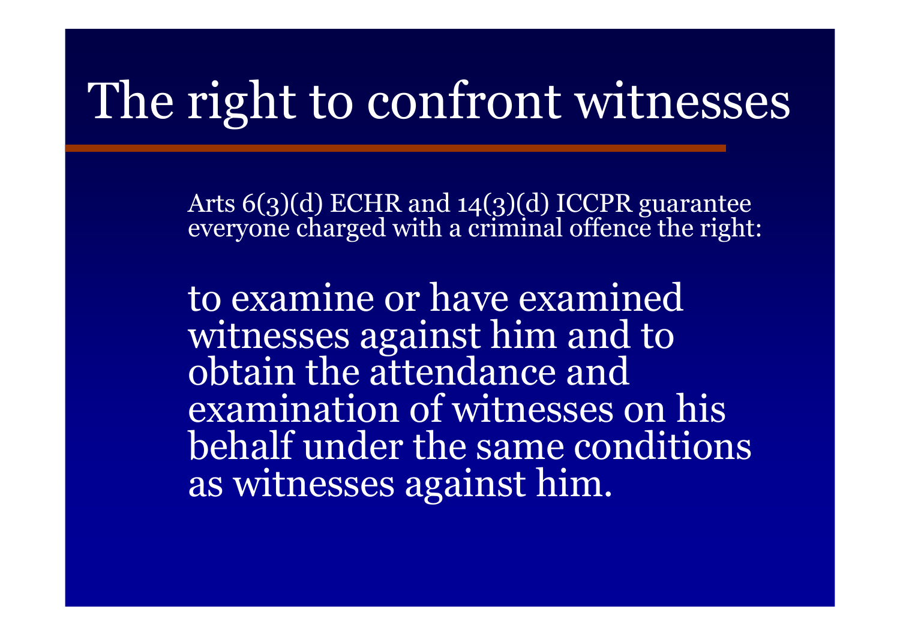# The right to confront witnesses

Arts 6(3)(d) ECHR and 14(3)(d) ICCPR guarantee everyone charged with a criminal offence the right:

to examine or have examined witnesses against him and to obtain the attendance and examination of witnesses on his behalf under the same conditions as witnesses against him.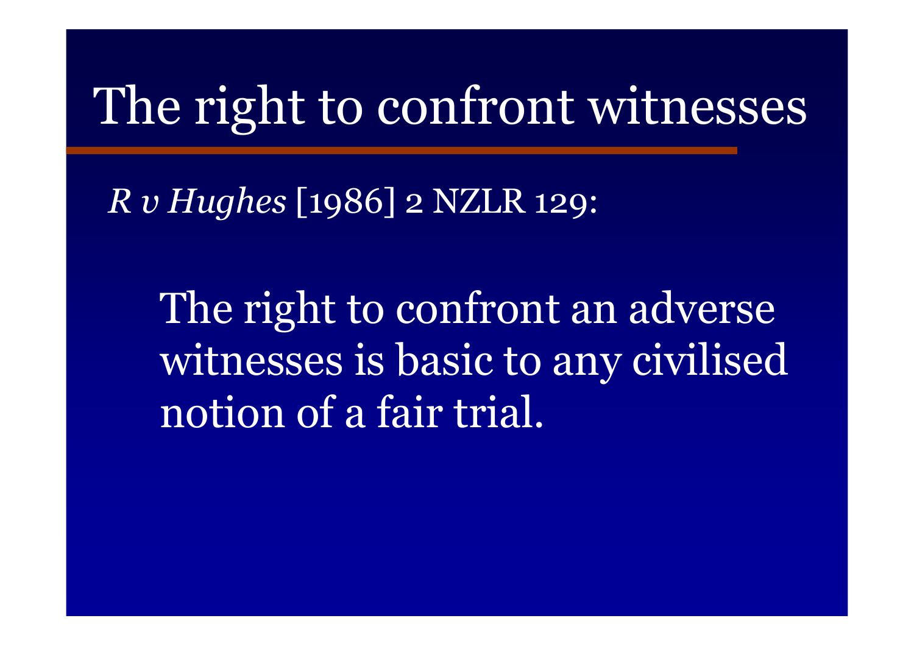# The right to confront witnesses

*R v Hughes* [1986] 2 NZLR 129:

> The right to confront an adverse witnesses is basic to any civilised notion of a fair trial.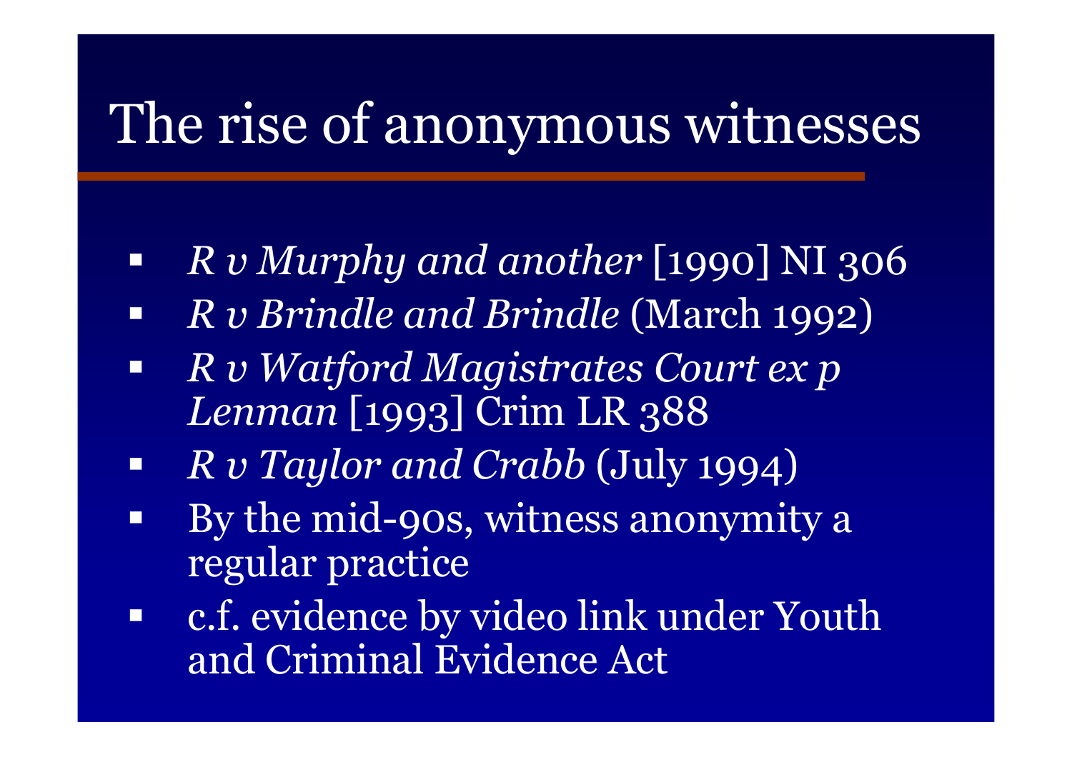# The rise of anonymous witnesses

- *R v Murphy and another* [1990] NI 306
- *R v Brindle and Brindle* (March 1992)
- *R v Watford Magistrates Court ex p Lenman* [1993] Crim LR 388
- *R v Taylor and Crabb* (July 1994)
- By the mid-90s, witness anonymity a regular practice
- c.f. evidence by video link under Youth and Criminal Evidence Act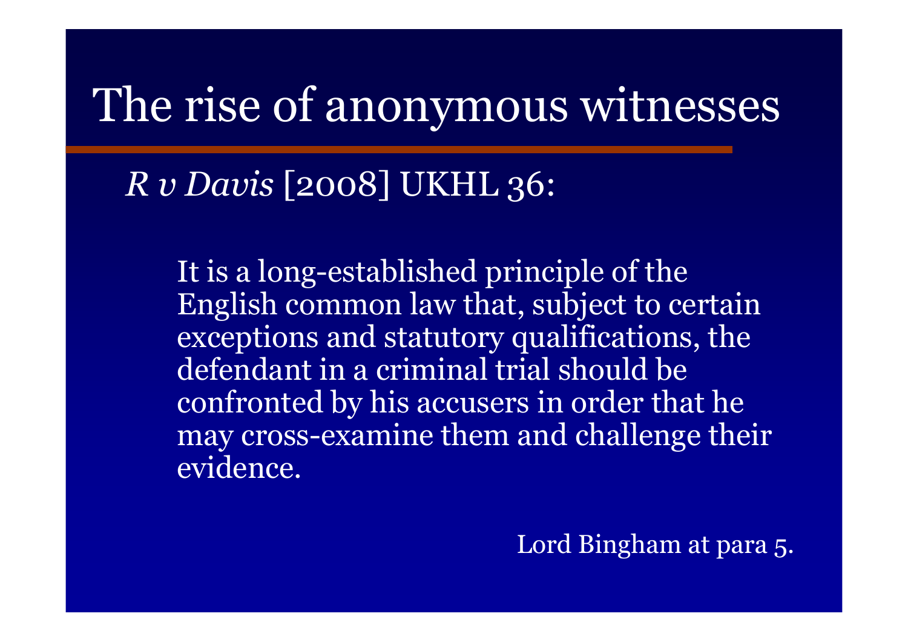# The rise of anonymous witnesses

*R v Davis* [2008] UKHL 36:

> It is a long-established principle of the English common law that, subject to certain exceptions and statutory qualifications, the defendant in a criminal trial should be confronted by his accusers in order that he may cross-examine them and challenge their evidence.

Lord Bingham at para 5.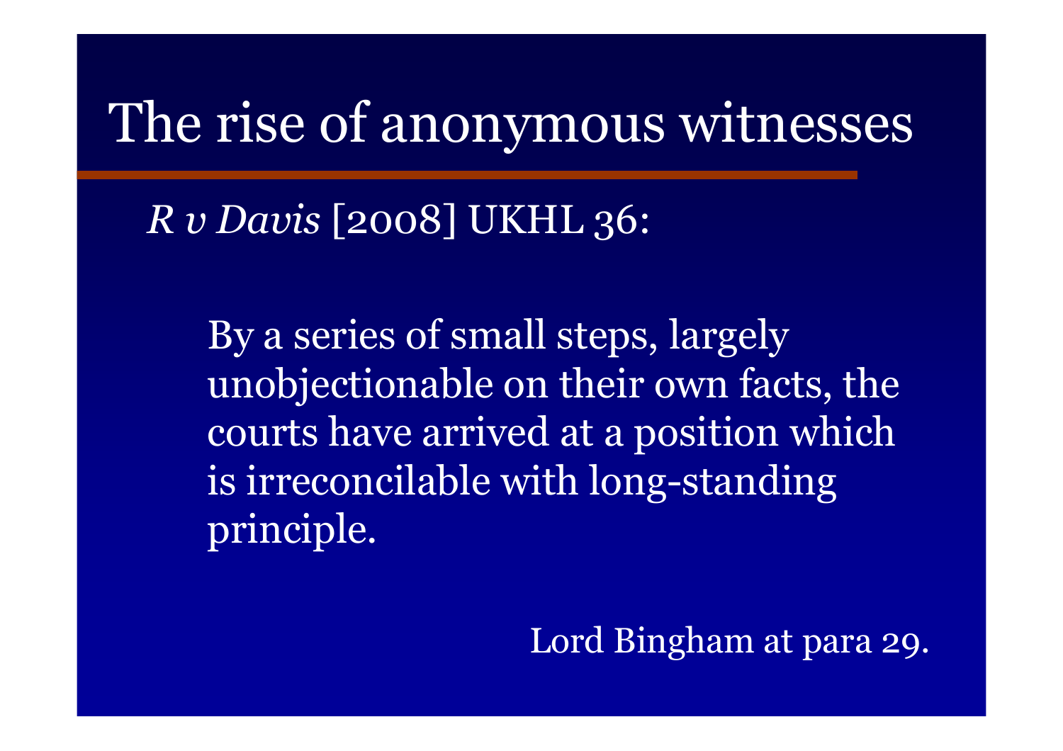# The rise of anonymous witnesses

*R v Davis* [2008] UKHL 36:

> By a series of small steps, largely unobjectionable on their own facts, the courts have arrived at a position which is irreconcilable with long-standing principle.
>
> Lord Bingham at para 29.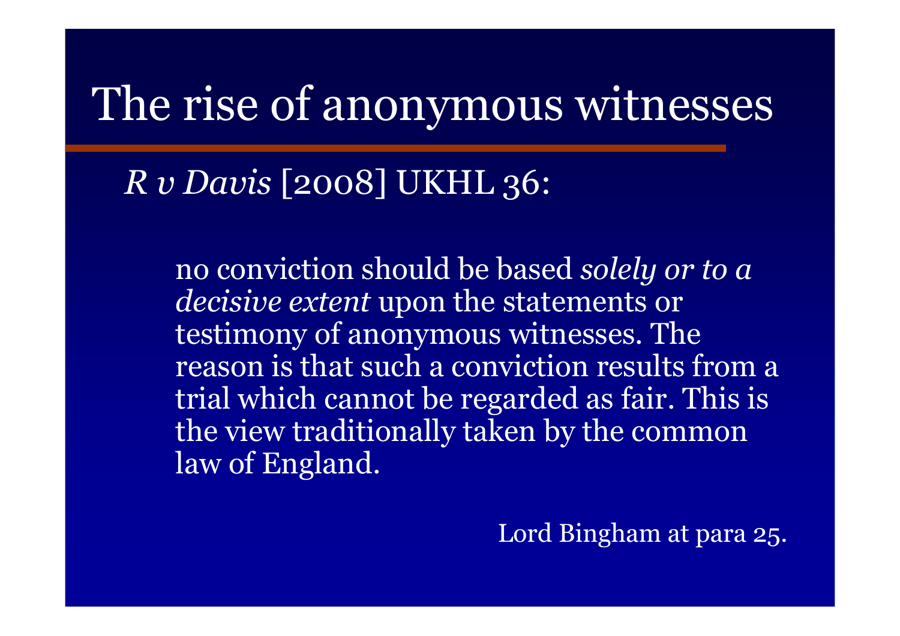# The rise of anonymous witnesses

*R v Davis* [2008] UKHL 36:

> no conviction should be based *solely or to a decisive extent* upon the statements or testimony of anonymous witnesses. The reason is that such a conviction results from a trial which cannot be regarded as fair. This is the view traditionally taken by the common law of England.

Lord Bingham at para 25.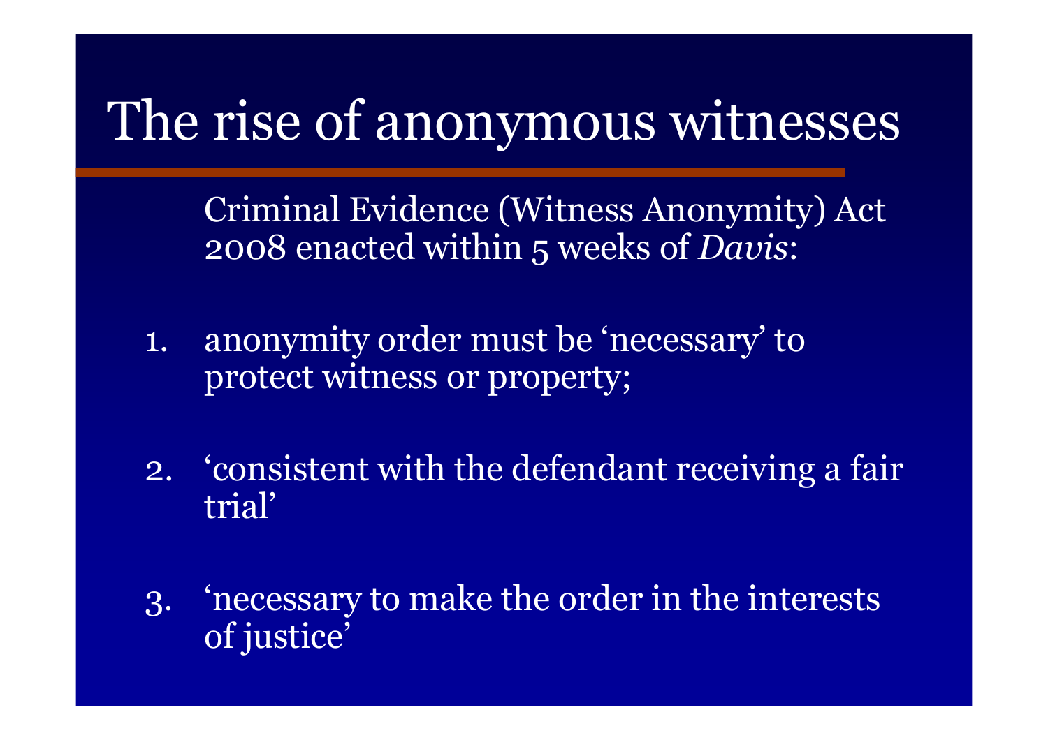# The rise of anonymous witnesses

Criminal Evidence (Witness Anonymity) Act 2008 enacted within 5 weeks of *Davis*:

1. anonymity order must be 'necessary' to protect witness or property;

2. 'consistent with the defendant receiving a fair trial'

3. 'necessary to make the order in the interests of justice'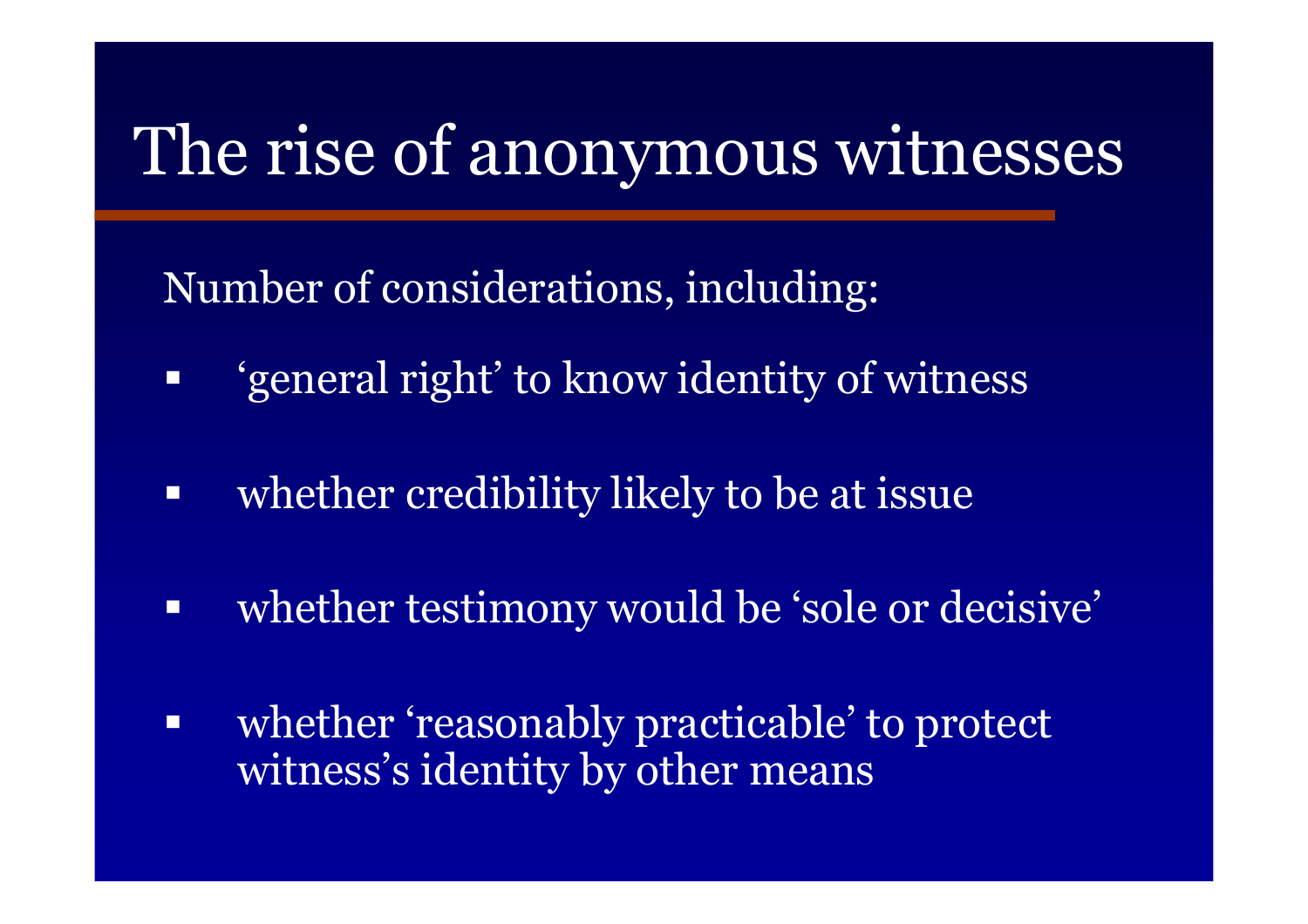# The rise of anonymous witnesses

Number of considerations, including:

- ‘general right’ to know identity of witness
- whether credibility likely to be at issue
- whether testimony would be ‘sole or decisive’
- whether ‘reasonably practicable’ to protect witness’s identity by other means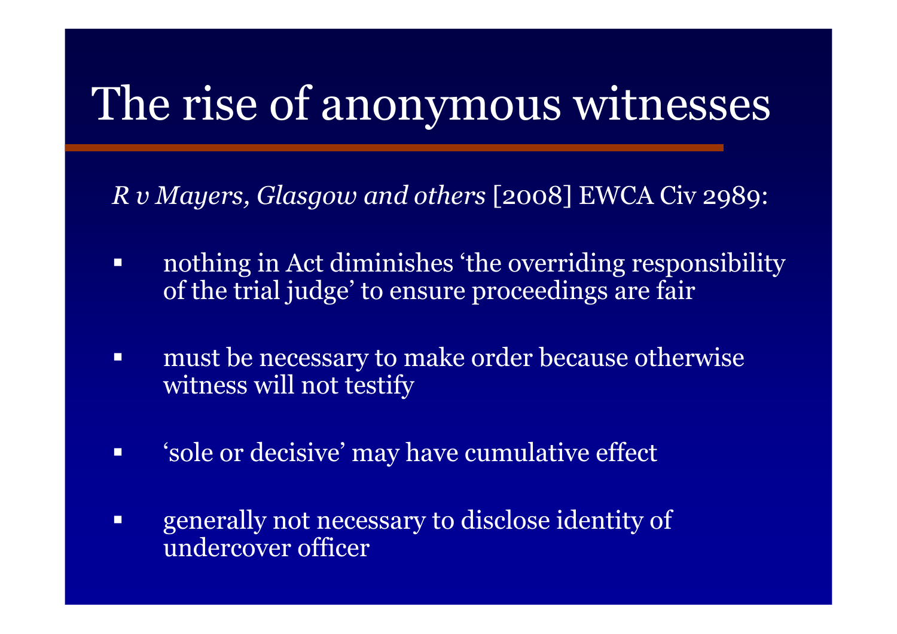# The rise of anonymous witnesses

*R v Mayers, Glasgow and others* [2008] EWCA Civ 2989:

- nothing in Act diminishes 'the overriding responsibility of the trial judge' to ensure proceedings are fair
- must be necessary to make order because otherwise witness will not testify
- 'sole or decisive' may have cumulative effect
- generally not necessary to disclose identity of undercover officer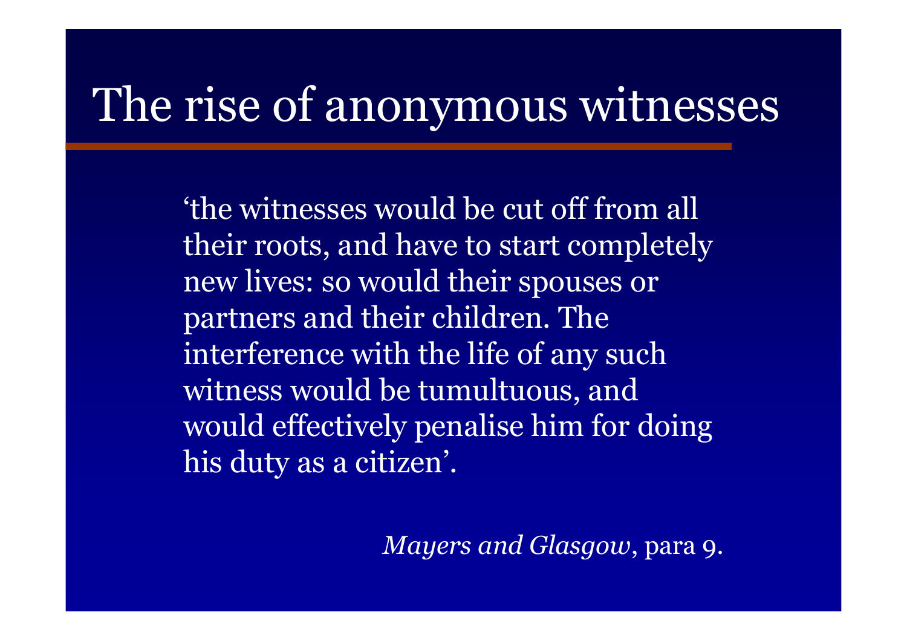# The rise of anonymous witnesses

'the witnesses would be cut off from all their roots, and have to start completely new lives: so would their spouses or partners and their children. The interference with the life of any such witness would be tumultuous, and would effectively penalise him for doing his duty as a citizen'.

*Mayers and Glasgow*, para 9.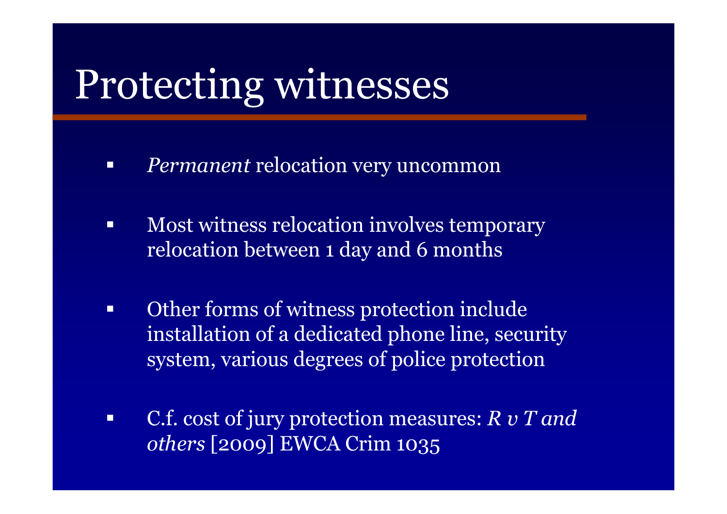# Protecting witnesses

- *Permanent* relocation very uncommon

- Most witness relocation involves temporary relocation between 1 day and 6 months

- Other forms of witness protection include installation of a dedicated phone line, security system, various degrees of police protection

- C.f. cost of jury protection measures: *R v T and others* [2009] EWCA Crim 1035